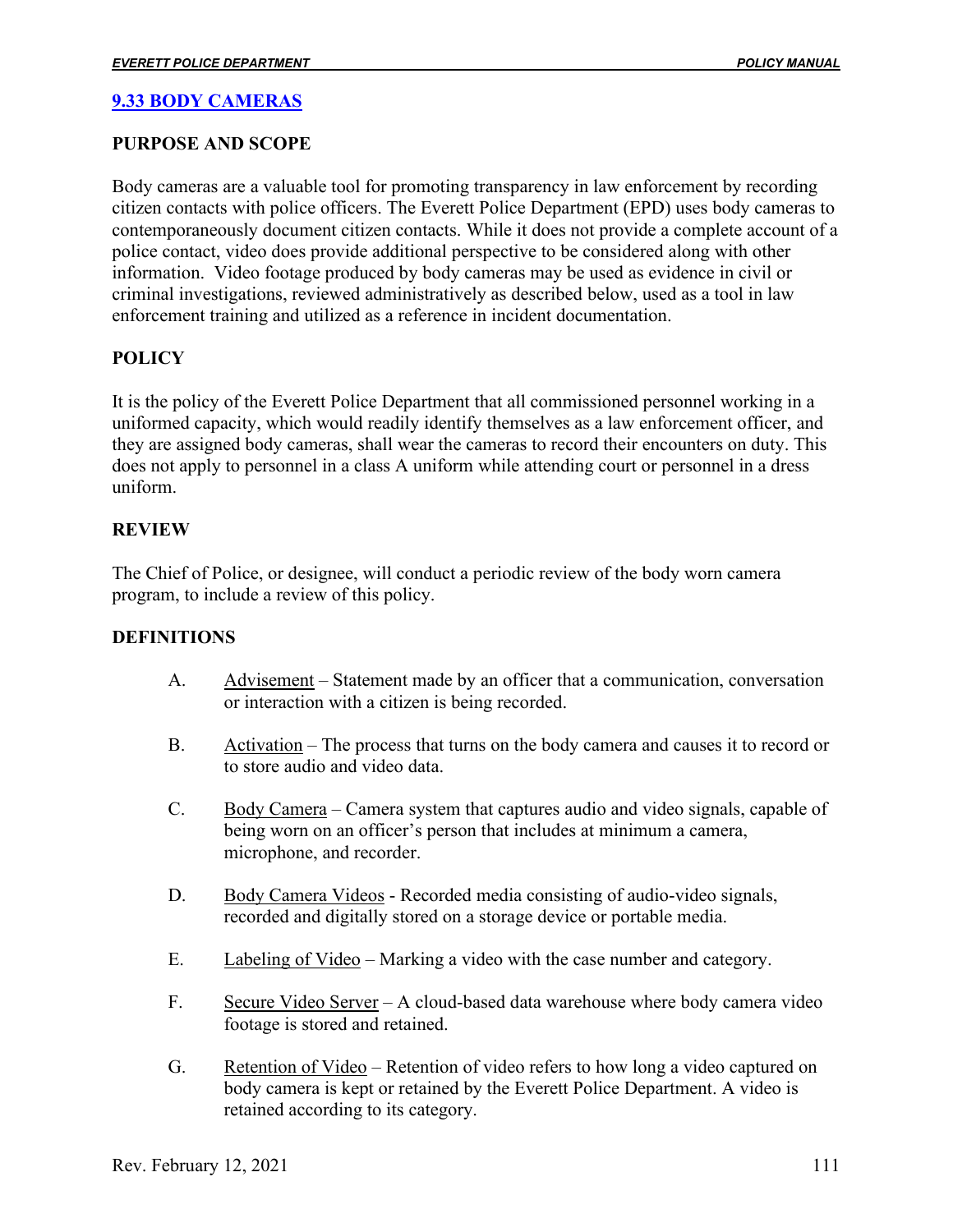## 9.33 BODY CAMERAS

### PURPOSE AND SCOPE

Body cameras are a valuable tool for promoting transparency in law enforcement by recording citizen contacts with police officers. The Everett Police Department (EPD) uses body cameras to contemporaneously document citizen contacts. While it does not provide a complete account of a police contact, video does provide additional perspective to be considered along with other information. Video footage produced by body cameras may be used as evidence in civil or criminal investigations, reviewed administratively as described below, used as a tool in law enforcement training and utilized as a reference in incident documentation.

### POLICY

It is the policy of the Everett Police Department that all commissioned personnel working in a uniformed capacity, which would readily identify themselves as a law enforcement officer, and they are assigned body cameras, shall wear the cameras to record their encounters on duty. This does not apply to personnel in a class A uniform while attending court or personnel in a dress uniform.

### REVIEW

The Chief of Police, or designee, will conduct a periodic review of the body worn camera program, to include a review of this policy.

### DEFINITIONS

A. Advisement – Statement made by an officer that a communication, conversation or interaction with a citizen is being recorded.

B. Activation – The process that turns on the body camera and causes it to record or to store audio and video data.

C. Body Camera – Camera system that captures audio and video signals, capable of being worn on an officer's person that includes at minimum a camera, microphone, and recorder.

D. Body Camera Videos - Recorded media consisting of audio-video signals, recorded and digitally stored on a storage device or portable media.

E. Labeling of Video – Marking a video with the case number and category.

F. Secure Video Server – A cloud-based data warehouse where body camera video footage is stored and retained.

G. Retention of Video – Retention of video refers to how long a video captured on body camera is kept or retained by the Everett Police Department. A video is retained according to its category.

Rev. February 12, 2021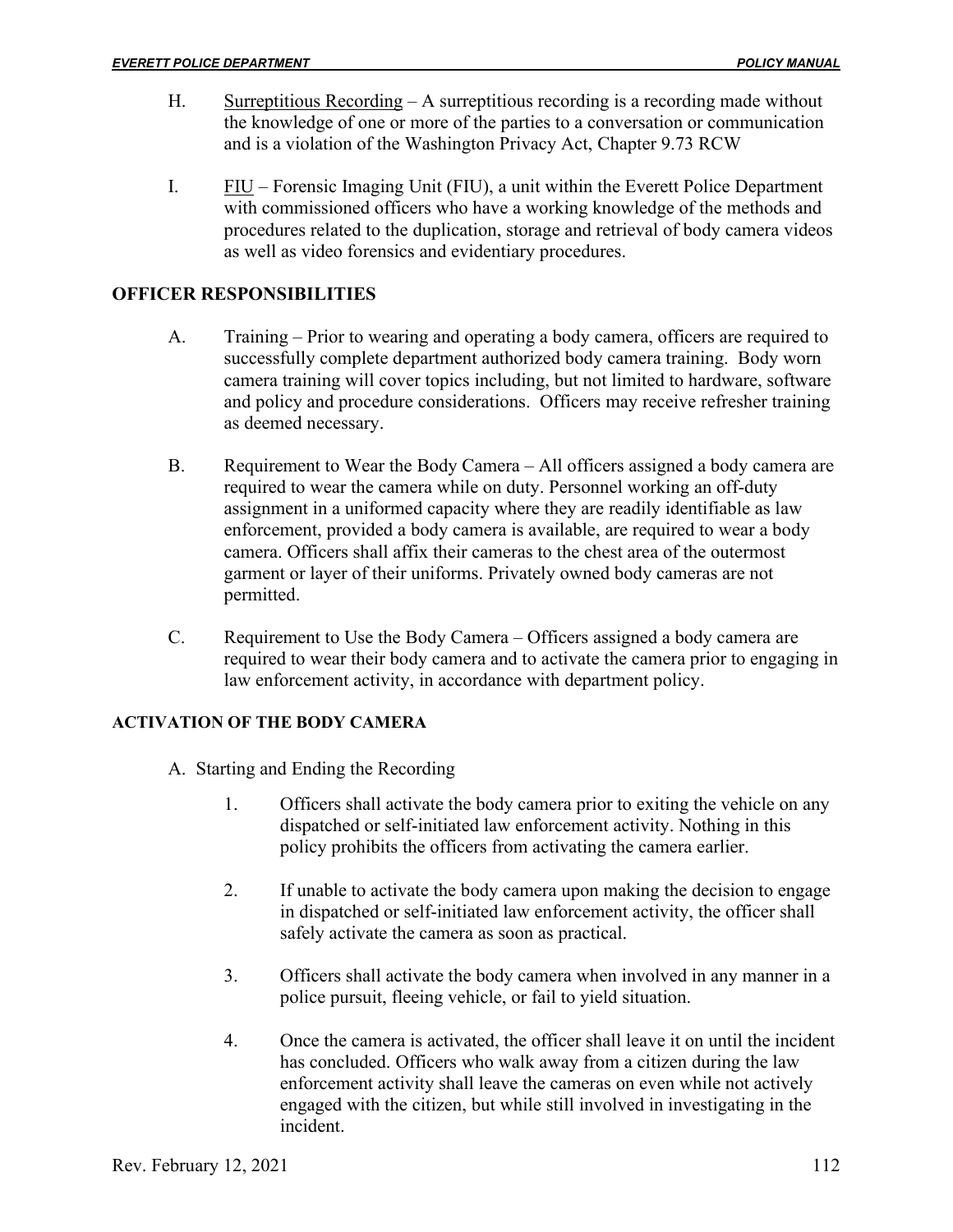H. Surreptitious Recording – A surreptitious recording is a recording made without the knowledge of one or more of the parties to a conversation or communication and is a violation of the Washington Privacy Act, Chapter 9.73 RCW

I. FIU – Forensic Imaging Unit (FIU), a unit within the Everett Police Department with commissioned officers who have a working knowledge of the methods and procedures related to the duplication, storage and retrieval of body camera videos as well as video forensics and evidentiary procedures.

## OFFICER RESPONSIBILITIES

A. Training – Prior to wearing and operating a body camera, officers are required to successfully complete department authorized body camera training. Body worn camera training will cover topics including, but not limited to hardware, software and policy and procedure considerations. Officers may receive refresher training as deemed necessary.

B. Requirement to Wear the Body Camera – All officers assigned a body camera are required to wear the camera while on duty. Personnel working an off-duty assignment in a uniformed capacity where they are readily identifiable as law enforcement, provided a body camera is available, are required to wear a body camera. Officers shall affix their cameras to the chest area of the outermost garment or layer of their uniforms. Privately owned body cameras are not permitted.

C. Requirement to Use the Body Camera – Officers assigned a body camera are required to wear their body camera and to activate the camera prior to engaging in law enforcement activity, in accordance with department policy.

### ACTIVATION OF THE BODY CAMERA

A. Starting and Ending the Recording

1. Officers shall activate the body camera prior to exiting the vehicle on any dispatched or self-initiated law enforcement activity. Nothing in this policy prohibits the officers from activating the camera earlier.

2. If unable to activate the body camera upon making the decision to engage in dispatched or self-initiated law enforcement activity, the officer shall safely activate the camera as soon as practical.

3. Officers shall activate the body camera when involved in any manner in a police pursuit, fleeing vehicle, or fail to yield situation.

4. Once the camera is activated, the officer shall leave it on until the incident has concluded. Officers who walk away from a citizen during the law enforcement activity shall leave the cameras on even while not actively engaged with the citizen, but while still involved in investigating in the incident.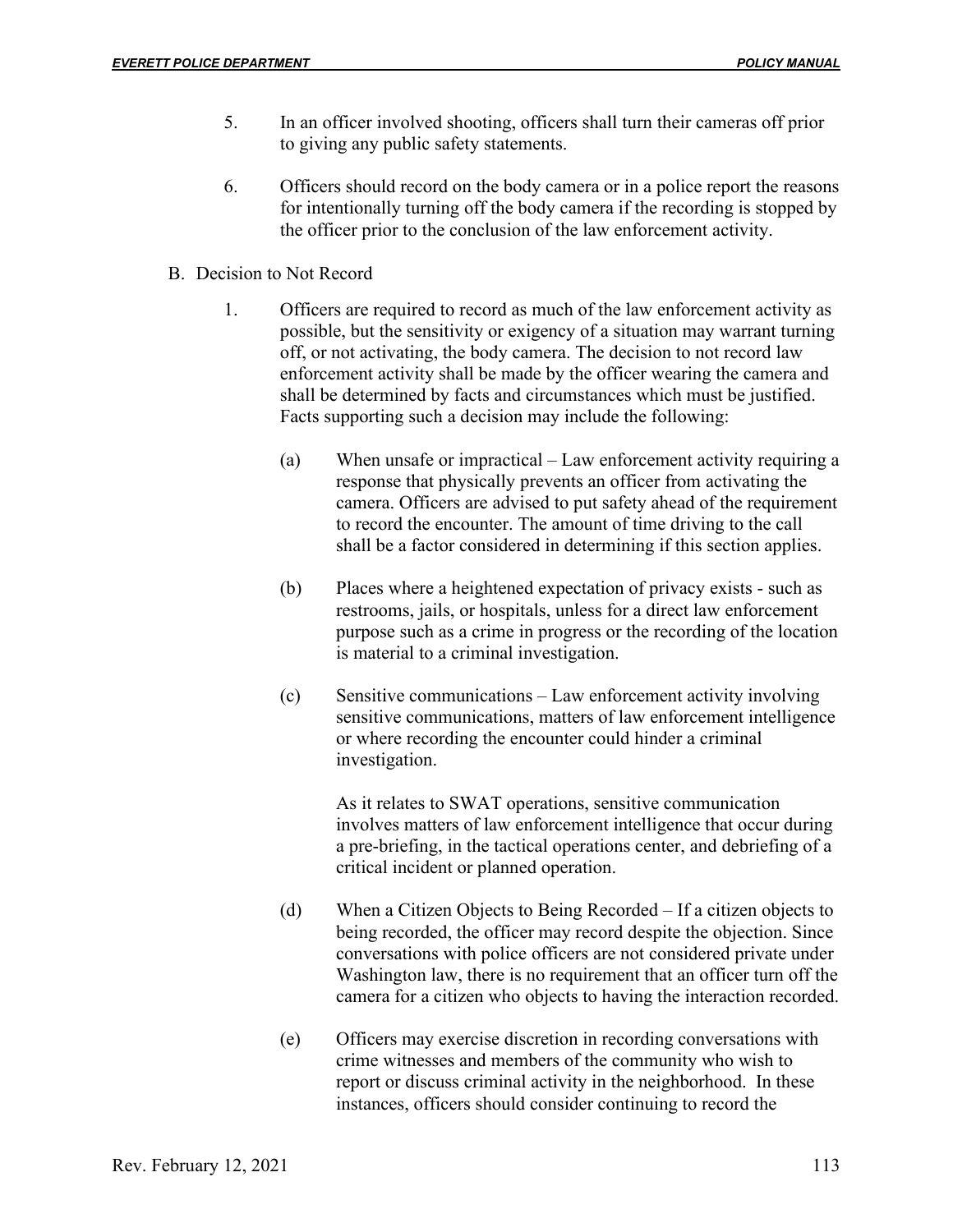5. In an officer involved shooting, officers shall turn their cameras off prior to giving any public safety statements.

6. Officers should record on the body camera or in a police report the reasons for intentionally turning off the body camera if the recording is stopped by the officer prior to the conclusion of the law enforcement activity.

B. Decision to Not Record

1. Officers are required to record as much of the law enforcement activity as possible, but the sensitivity or exigency of a situation may warrant turning off, or not activating, the body camera. The decision to not record law enforcement activity shall be made by the officer wearing the camera and shall be determined by facts and circumstances which must be justified. Facts supporting such a decision may include the following:

   (a) When unsafe or impractical – Law enforcement activity requiring a response that physically prevents an officer from activating the camera. Officers are advised to put safety ahead of the requirement to record the encounter. The amount of time driving to the call shall be a factor considered in determining if this section applies.

   (b) Places where a heightened expectation of privacy exists - such as restrooms, jails, or hospitals, unless for a direct law enforcement purpose such as a crime in progress or the recording of the location is material to a criminal investigation.

   (c) Sensitive communications – Law enforcement activity involving sensitive communications, matters of law enforcement intelligence or where recording the encounter could hinder a criminal investigation.

   As it relates to SWAT operations, sensitive communication involves matters of law enforcement intelligence that occur during a pre-briefing, in the tactical operations center, and debriefing of a critical incident or planned operation.

   (d) When a Citizen Objects to Being Recorded – If a citizen objects to being recorded, the officer may record despite the objection. Since conversations with police officers are not considered private under Washington law, there is no requirement that an officer turn off the camera for a citizen who objects to having the interaction recorded.

   (e) Officers may exercise discretion in recording conversations with crime witnesses and members of the community who wish to report or discuss criminal activity in the neighborhood. In these instances, officers should consider continuing to record the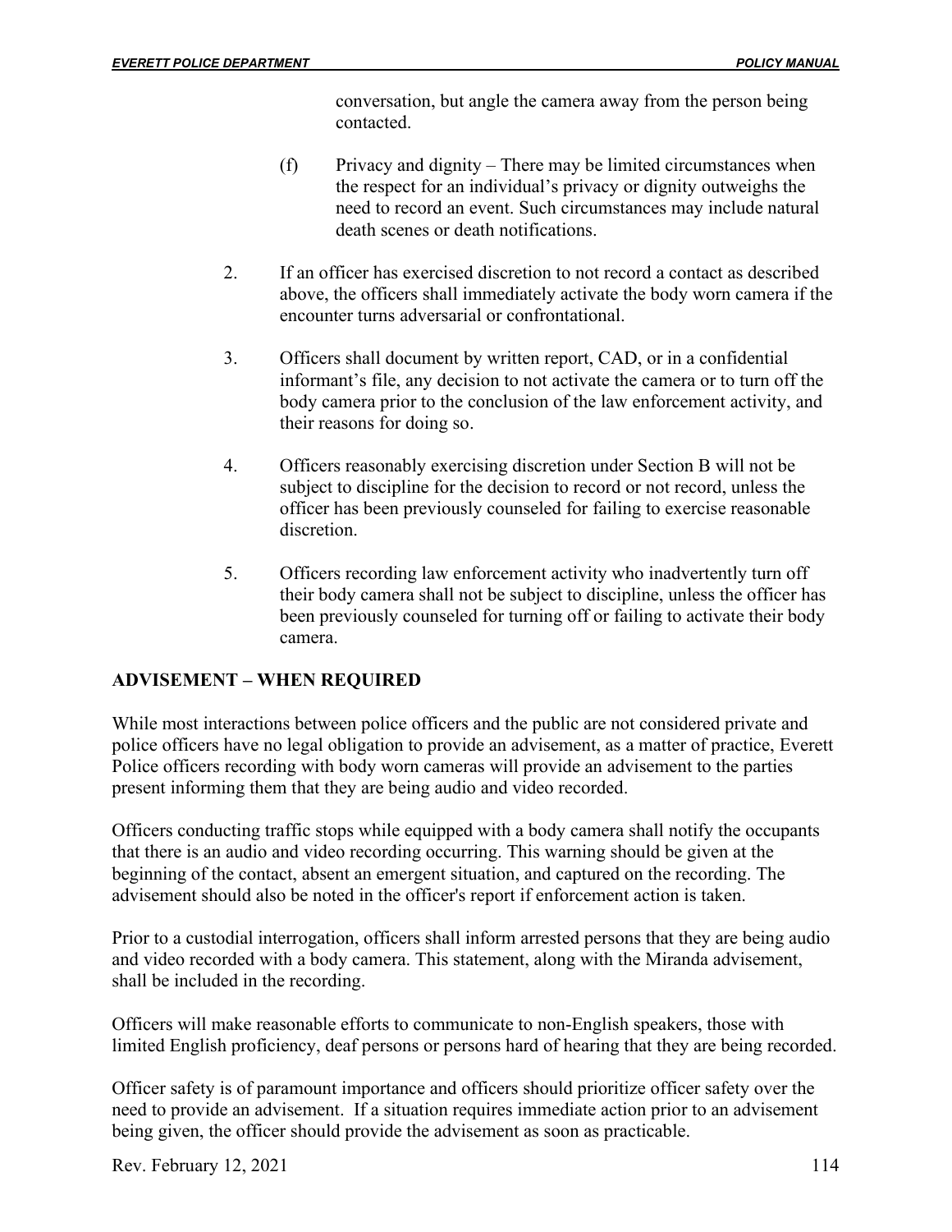conversation, but angle the camera away from the person being contacted.

(f) Privacy and dignity – There may be limited circumstances when the respect for an individual's privacy or dignity outweighs the need to record an event. Such circumstances may include natural death scenes or death notifications.

2. If an officer has exercised discretion to not record a contact as described above, the officers shall immediately activate the body worn camera if the encounter turns adversarial or confrontational.

3. Officers shall document by written report, CAD, or in a confidential informant's file, any decision to not activate the camera or to turn off the body camera prior to the conclusion of the law enforcement activity, and their reasons for doing so.

4. Officers reasonably exercising discretion under Section B will not be subject to discipline for the decision to record or not record, unless the officer has been previously counseled for failing to exercise reasonable discretion.

5. Officers recording law enforcement activity who inadvertently turn off their body camera shall not be subject to discipline, unless the officer has been previously counseled for turning off or failing to activate their body camera.

## ADVISEMENT – WHEN REQUIRED

While most interactions between police officers and the public are not considered private and police officers have no legal obligation to provide an advisement, as a matter of practice, Everett Police officers recording with body worn cameras will provide an advisement to the parties present informing them that they are being audio and video recorded.

Officers conducting traffic stops while equipped with a body camera shall notify the occupants that there is an audio and video recording occurring. This warning should be given at the beginning of the contact, absent an emergent situation, and captured on the recording. The advisement should also be noted in the officer's report if enforcement action is taken.

Prior to a custodial interrogation, officers shall inform arrested persons that they are being audio and video recorded with a body camera. This statement, along with the Miranda advisement, shall be included in the recording.

Officers will make reasonable efforts to communicate to non-English speakers, those with limited English proficiency, deaf persons or persons hard of hearing that they are being recorded.

Officer safety is of paramount importance and officers should prioritize officer safety over the need to provide an advisement. If a situation requires immediate action prior to an advisement being given, the officer should provide the advisement as soon as practicable.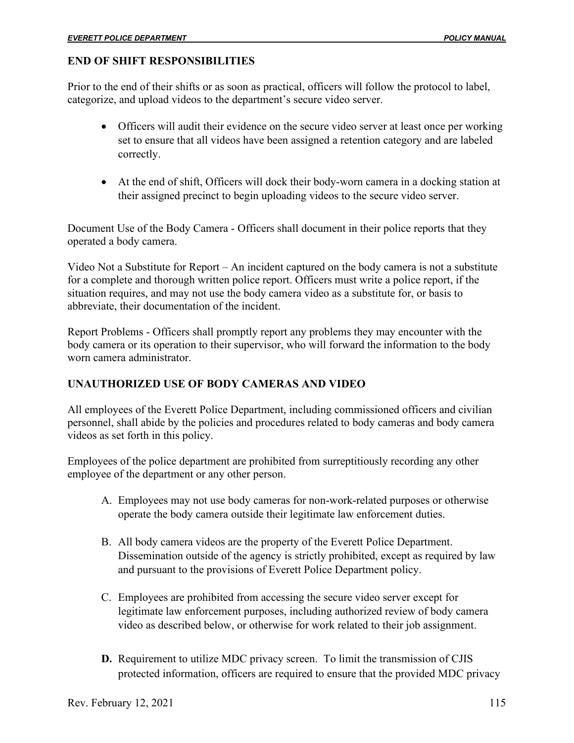## END OF SHIFT RESPONSIBILITIES

Prior to the end of their shifts or as soon as practical, officers will follow the protocol to label, categorize, and upload videos to the department's secure video server.

- Officers will audit their evidence on the secure video server at least once per working set to ensure that all videos have been assigned a retention category and are labeled correctly.
- At the end of shift, Officers will dock their body-worn camera in a docking station at their assigned precinct to begin uploading videos to the secure video server.

Document Use of the Body Camera - Officers shall document in their police reports that they operated a body camera.

Video Not a Substitute for Report – An incident captured on the body camera is not a substitute for a complete and thorough written police report. Officers must write a police report, if the situation requires, and may not use the body camera video as a substitute for, or basis to abbreviate, their documentation of the incident.

Report Problems - Officers shall promptly report any problems they may encounter with the body camera or its operation to their supervisor, who will forward the information to the body worn camera administrator.

## UNAUTHORIZED USE OF BODY CAMERAS AND VIDEO

All employees of the Everett Police Department, including commissioned officers and civilian personnel, shall abide by the policies and procedures related to body cameras and body camera videos as set forth in this policy.

Employees of the police department are prohibited from surreptitiously recording any other employee of the department or any other person.

A. Employees may not use body cameras for non-work-related purposes or otherwise operate the body camera outside their legitimate law enforcement duties.

B. All body camera videos are the property of the Everett Police Department. Dissemination outside of the agency is strictly prohibited, except as required by law and pursuant to the provisions of Everett Police Department policy.

C. Employees are prohibited from accessing the secure video server except for legitimate law enforcement purposes, including authorized review of body camera video as described below, or otherwise for work related to their job assignment.

**D.** Requirement to utilize MDC privacy screen. To limit the transmission of CJIS protected information, officers are required to ensure that the provided MDC privacy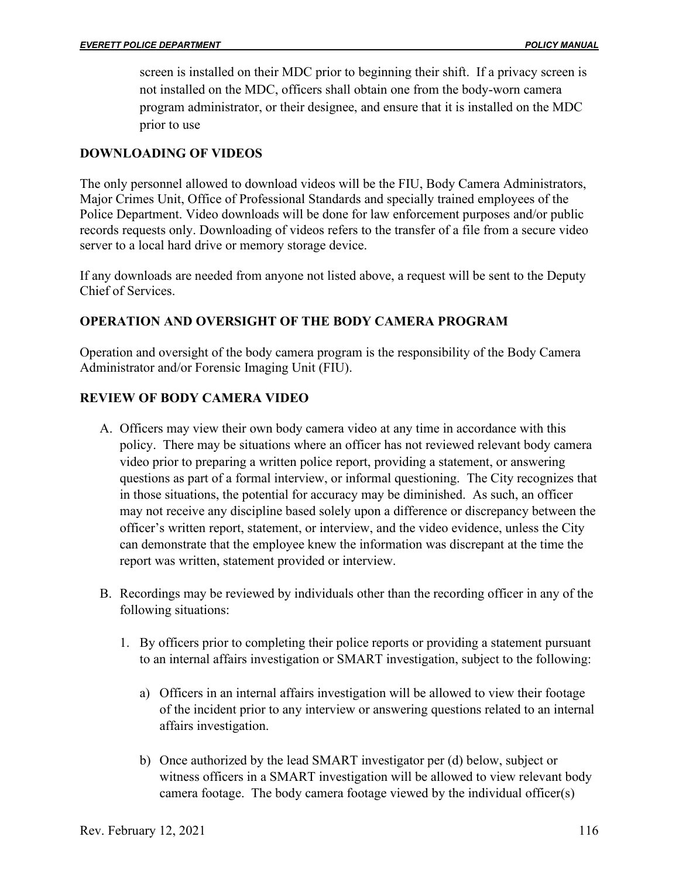screen is installed on their MDC prior to beginning their shift. If a privacy screen is not installed on the MDC, officers shall obtain one from the body-worn camera program administrator, or their designee, and ensure that it is installed on the MDC prior to use

## DOWNLOADING OF VIDEOS

The only personnel allowed to download videos will be the FIU, Body Camera Administrators, Major Crimes Unit, Office of Professional Standards and specially trained employees of the Police Department. Video downloads will be done for law enforcement purposes and/or public records requests only. Downloading of videos refers to the transfer of a file from a secure video server to a local hard drive or memory storage device.

If any downloads are needed from anyone not listed above, a request will be sent to the Deputy Chief of Services.

## OPERATION AND OVERSIGHT OF THE BODY CAMERA PROGRAM

Operation and oversight of the body camera program is the responsibility of the Body Camera Administrator and/or Forensic Imaging Unit (FIU).

## REVIEW OF BODY CAMERA VIDEO

A. Officers may view their own body camera video at any time in accordance with this policy. There may be situations where an officer has not reviewed relevant body camera video prior to preparing a written police report, providing a statement, or answering questions as part of a formal interview, or informal questioning. The City recognizes that in those situations, the potential for accuracy may be diminished. As such, an officer may not receive any discipline based solely upon a difference or discrepancy between the officer's written report, statement, or interview, and the video evidence, unless the City can demonstrate that the employee knew the information was discrepant at the time the report was written, statement provided or interview.

B. Recordings may be reviewed by individuals other than the recording officer in any of the following situations:

   1. By officers prior to completing their police reports or providing a statement pursuant to an internal affairs investigation or SMART investigation, subject to the following:

      a) Officers in an internal affairs investigation will be allowed to view their footage of the incident prior to any interview or answering questions related to an internal affairs investigation.

      b) Once authorized by the lead SMART investigator per (d) below, subject or witness officers in a SMART investigation will be allowed to view relevant body camera footage. The body camera footage viewed by the individual officer(s)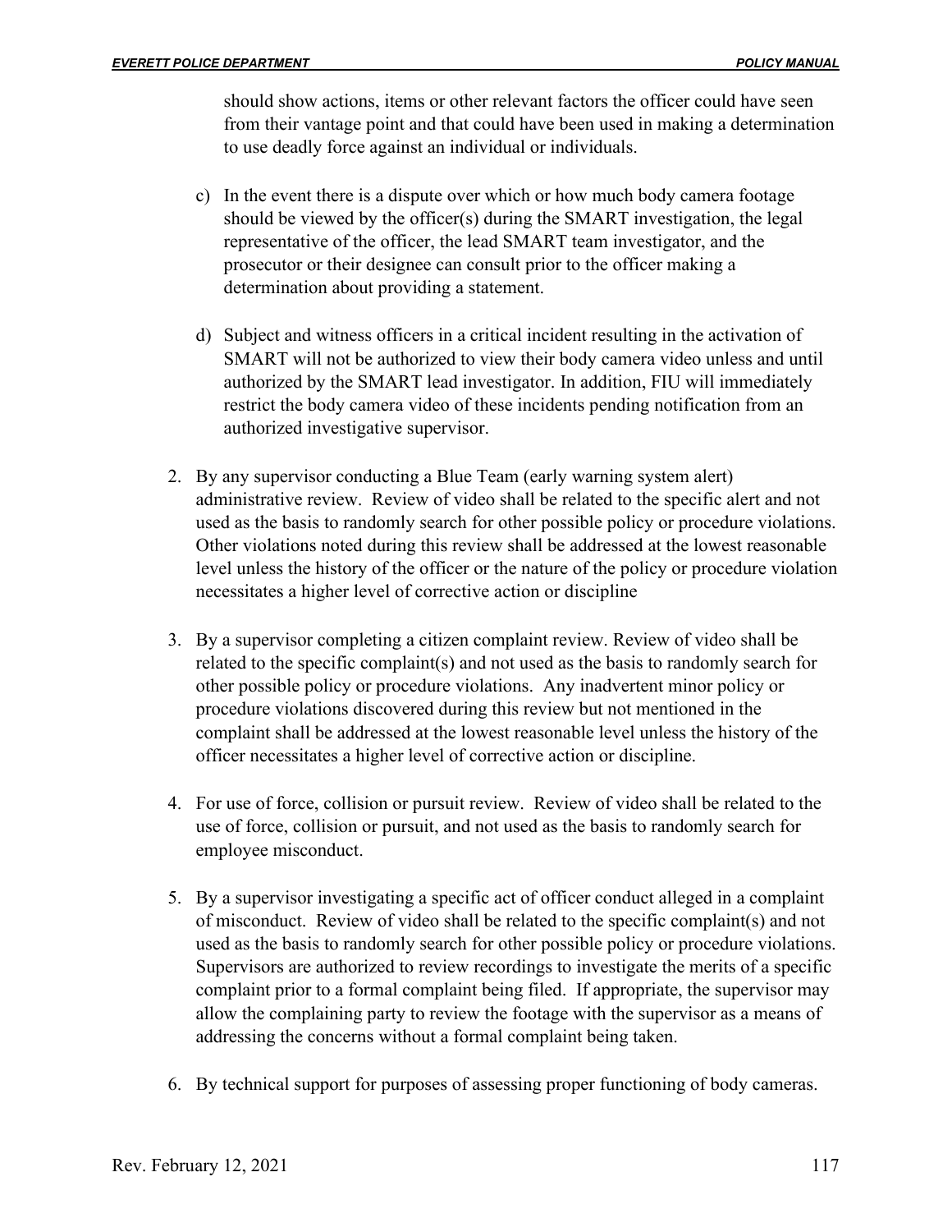should show actions, items or other relevant factors the officer could have seen from their vantage point and that could have been used in making a determination to use deadly force against an individual or individuals.

c) In the event there is a dispute over which or how much body camera footage should be viewed by the officer(s) during the SMART investigation, the legal representative of the officer, the lead SMART team investigator, and the prosecutor or their designee can consult prior to the officer making a determination about providing a statement.

d) Subject and witness officers in a critical incident resulting in the activation of SMART will not be authorized to view their body camera video unless and until authorized by the SMART lead investigator. In addition, FIU will immediately restrict the body camera video of these incidents pending notification from an authorized investigative supervisor.

2. By any supervisor conducting a Blue Team (early warning system alert) administrative review. Review of video shall be related to the specific alert and not used as the basis to randomly search for other possible policy or procedure violations. Other violations noted during this review shall be addressed at the lowest reasonable level unless the history of the officer or the nature of the policy or procedure violation necessitates a higher level of corrective action or discipline

3. By a supervisor completing a citizen complaint review. Review of video shall be related to the specific complaint(s) and not used as the basis to randomly search for other possible policy or procedure violations. Any inadvertent minor policy or procedure violations discovered during this review but not mentioned in the complaint shall be addressed at the lowest reasonable level unless the history of the officer necessitates a higher level of corrective action or discipline.

4. For use of force, collision or pursuit review. Review of video shall be related to the use of force, collision or pursuit, and not used as the basis to randomly search for employee misconduct.

5. By a supervisor investigating a specific act of officer conduct alleged in a complaint of misconduct. Review of video shall be related to the specific complaint(s) and not used as the basis to randomly search for other possible policy or procedure violations. Supervisors are authorized to review recordings to investigate the merits of a specific complaint prior to a formal complaint being filed. If appropriate, the supervisor may allow the complaining party to review the footage with the supervisor as a means of addressing the concerns without a formal complaint being taken.

6. By technical support for purposes of assessing proper functioning of body cameras.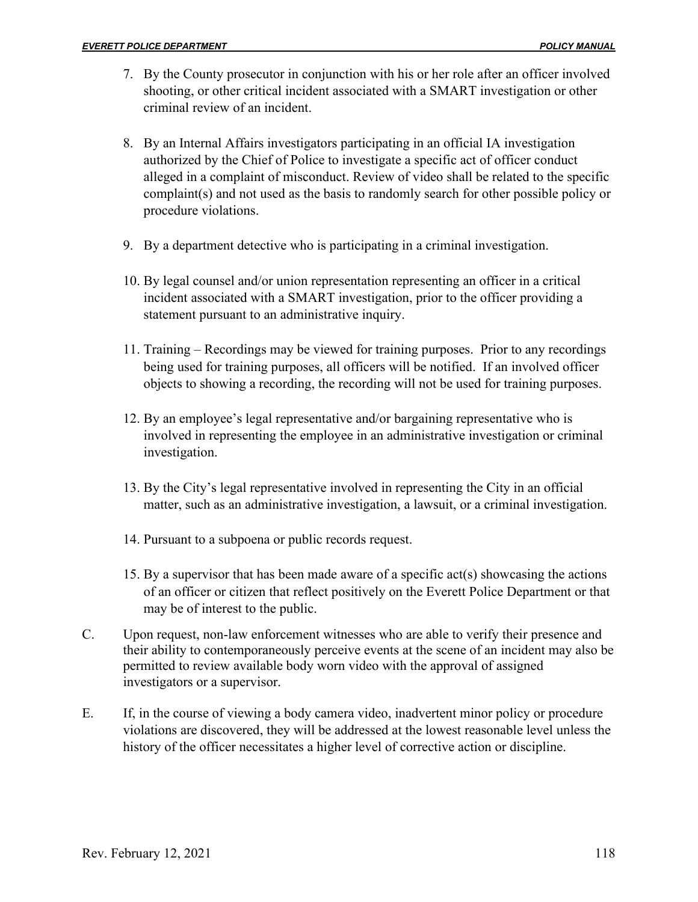7. By the County prosecutor in conjunction with his or her role after an officer involved shooting, or other critical incident associated with a SMART investigation or other criminal review of an incident.

8. By an Internal Affairs investigators participating in an official IA investigation authorized by the Chief of Police to investigate a specific act of officer conduct alleged in a complaint of misconduct. Review of video shall be related to the specific complaint(s) and not used as the basis to randomly search for other possible policy or procedure violations.

9. By a department detective who is participating in a criminal investigation.

10. By legal counsel and/or union representation representing an officer in a critical incident associated with a SMART investigation, prior to the officer providing a statement pursuant to an administrative inquiry.

11. Training – Recordings may be viewed for training purposes. Prior to any recordings being used for training purposes, all officers will be notified. If an involved officer objects to showing a recording, the recording will not be used for training purposes.

12. By an employee's legal representative and/or bargaining representative who is involved in representing the employee in an administrative investigation or criminal investigation.

13. By the City's legal representative involved in representing the City in an official matter, such as an administrative investigation, a lawsuit, or a criminal investigation.

14. Pursuant to a subpoena or public records request.

15. By a supervisor that has been made aware of a specific act(s) showcasing the actions of an officer or citizen that reflect positively on the Everett Police Department or that may be of interest to the public.

C. Upon request, non-law enforcement witnesses who are able to verify their presence and their ability to contemporaneously perceive events at the scene of an incident may also be permitted to review available body worn video with the approval of assigned investigators or a supervisor.

E. If, in the course of viewing a body camera video, inadvertent minor policy or procedure violations are discovered, they will be addressed at the lowest reasonable level unless the history of the officer necessitates a higher level of corrective action or discipline.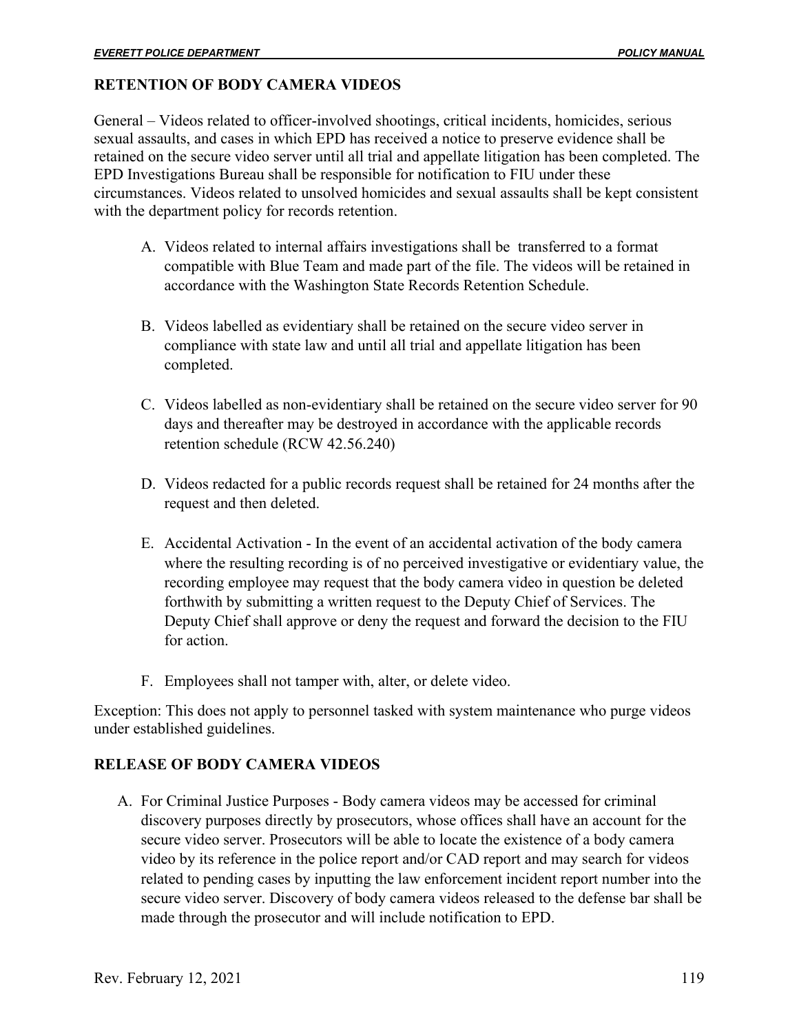## RETENTION OF BODY CAMERA VIDEOS

General – Videos related to officer-involved shootings, critical incidents, homicides, serious sexual assaults, and cases in which EPD has received a notice to preserve evidence shall be retained on the secure video server until all trial and appellate litigation has been completed. The EPD Investigations Bureau shall be responsible for notification to FIU under these circumstances. Videos related to unsolved homicides and sexual assaults shall be kept consistent with the department policy for records retention.

A. Videos related to internal affairs investigations shall be transferred to a format compatible with Blue Team and made part of the file. The videos will be retained in accordance with the Washington State Records Retention Schedule.

B. Videos labelled as evidentiary shall be retained on the secure video server in compliance with state law and until all trial and appellate litigation has been completed.

C. Videos labelled as non-evidentiary shall be retained on the secure video server for 90 days and thereafter may be destroyed in accordance with the applicable records retention schedule (RCW 42.56.240)

D. Videos redacted for a public records request shall be retained for 24 months after the request and then deleted.

E. Accidental Activation - In the event of an accidental activation of the body camera where the resulting recording is of no perceived investigative or evidentiary value, the recording employee may request that the body camera video in question be deleted forthwith by submitting a written request to the Deputy Chief of Services. The Deputy Chief shall approve or deny the request and forward the decision to the FIU for action.

F. Employees shall not tamper with, alter, or delete video.

Exception: This does not apply to personnel tasked with system maintenance who purge videos under established guidelines.

## RELEASE OF BODY CAMERA VIDEOS

A. For Criminal Justice Purposes - Body camera videos may be accessed for criminal discovery purposes directly by prosecutors, whose offices shall have an account for the secure video server. Prosecutors will be able to locate the existence of a body camera video by its reference in the police report and/or CAD report and may search for videos related to pending cases by inputting the law enforcement incident report number into the secure video server. Discovery of body camera videos released to the defense bar shall be made through the prosecutor and will include notification to EPD.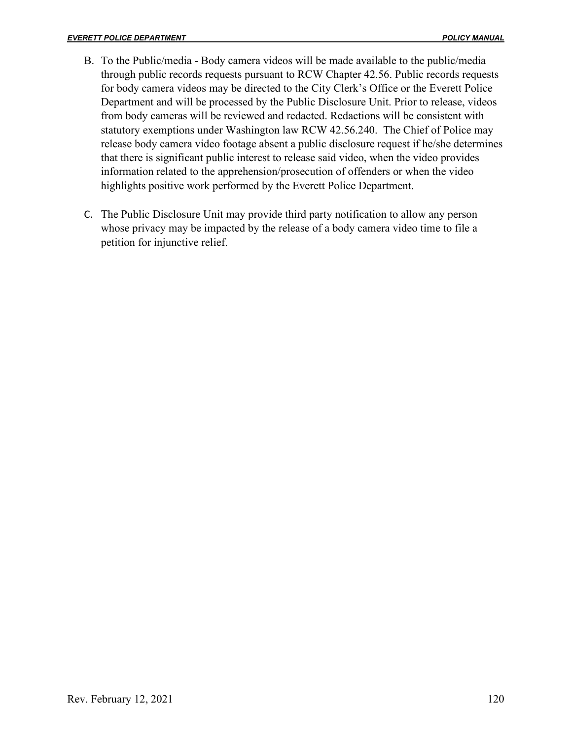B. To the Public/media - Body camera videos will be made available to the public/media through public records requests pursuant to RCW Chapter 42.56. Public records requests for body camera videos may be directed to the City Clerk's Office or the Everett Police Department and will be processed by the Public Disclosure Unit. Prior to release, videos from body cameras will be reviewed and redacted. Redactions will be consistent with statutory exemptions under Washington law RCW 42.56.240. The Chief of Police may release body camera video footage absent a public disclosure request if he/she determines that there is significant public interest to release said video, when the video provides information related to the apprehension/prosecution of offenders or when the video highlights positive work performed by the Everett Police Department.

C. The Public Disclosure Unit may provide third party notification to allow any person whose privacy may be impacted by the release of a body camera video time to file a petition for injunctive relief.